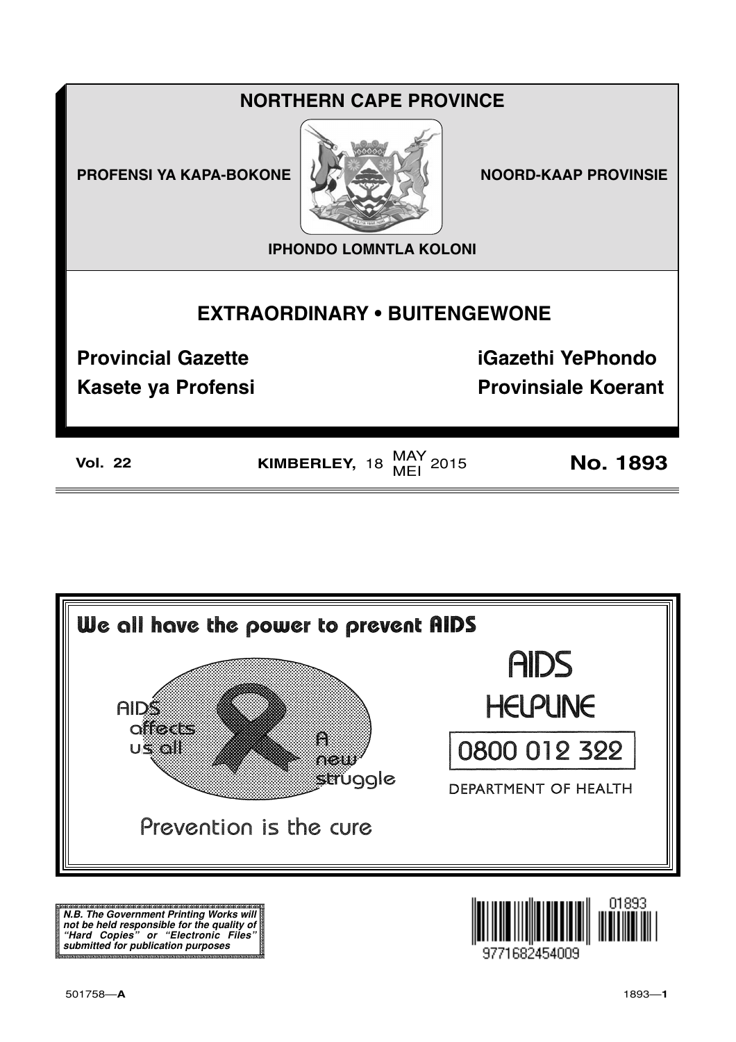# NORTHERN CAPE PROVINCE

PROFENSI YA KAPA-BOKONE

NOORD-KAAP PROVINSIE

IPHONDO LOMNTLA KOLONI

## EXTRAORDINARY • BUITENGEWONE

**Provincial Gazette**

**iGazethi YePhondo**

**Kasete ya Profensi**

**Provinsiale Koerant**

**Vol. 22** **KIMBERLEY,** 18 MAY MEI 2015 **No. 1893**

We all have the power to prevent AIDS

AIDS affects us all

A new struggle

Prevention is the cure

AIDS HELPLINE

0800 012 322

DEPARTMENT OF HEALTH

***N.B. The Government Printing Works will not be held responsible for the quality of "Hard Copies" or "Electronic Files" submitted for publication purposes***

9771682454009 01893

501758—**A**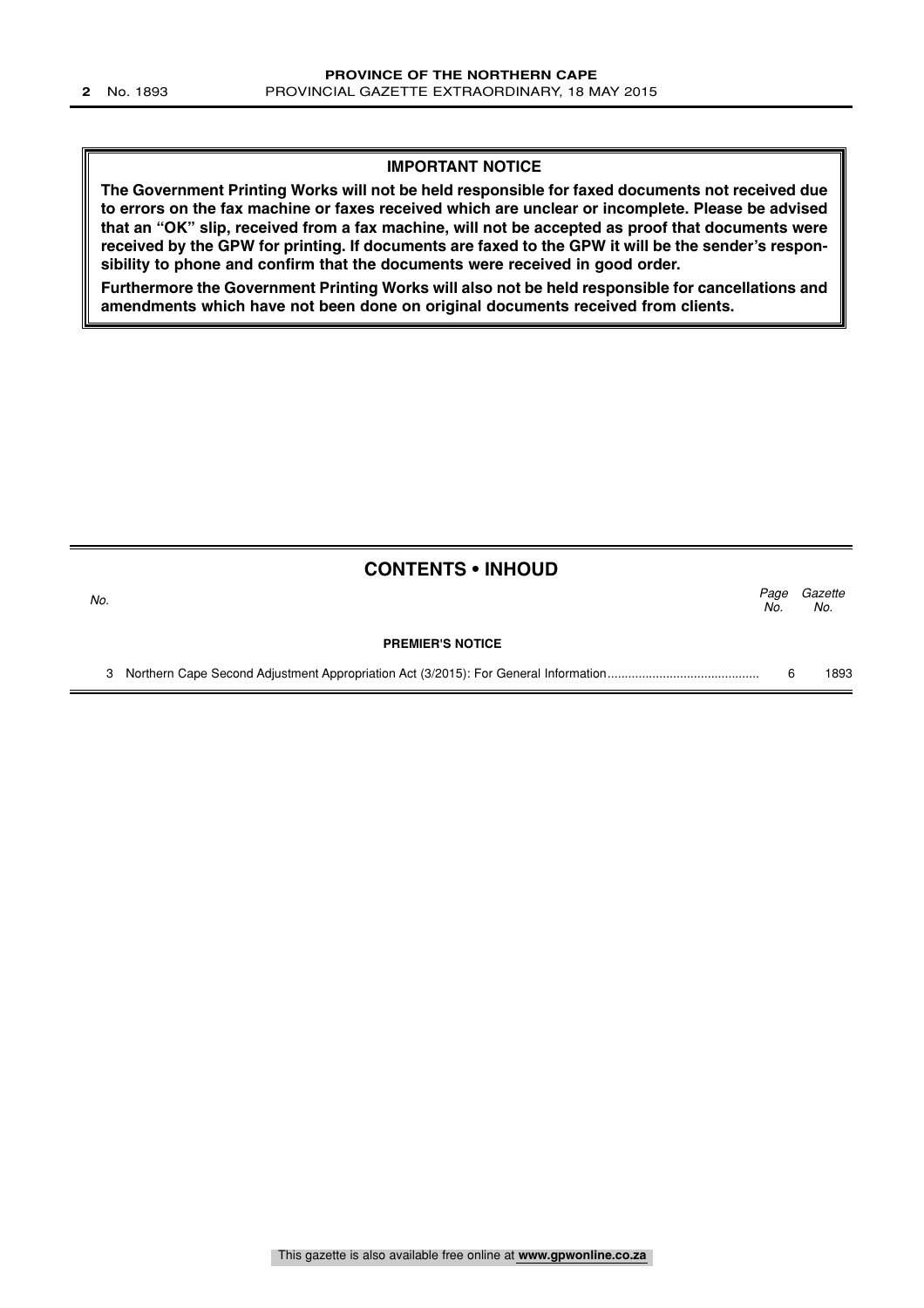**IMPORTANT NOTICE**

**The Government Printing Works will not be held responsible for faxed documents not received due to errors on the fax machine or faxes received which are unclear or incomplete. Please be advised that an "OK" slip, received from a fax machine, will not be accepted as proof that documents were received by the GPW for printing. If documents are faxed to the GPW it will be the sender's responsibility to phone and confirm that the documents were received in good order.**

**Furthermore the Government Printing Works will also not be held responsible for cancellations and amendments which have not been done on original documents received from clients.**

## CONTENTS • INHOUD

| *No.* | | *Page No.* | *Gazette No.* |
|---|---|---|---|
| | **PREMIER'S NOTICE** | | |
| 3 | Northern Cape Second Adjustment Appropriation Act (3/2015): For General Information | 6 | 1893 |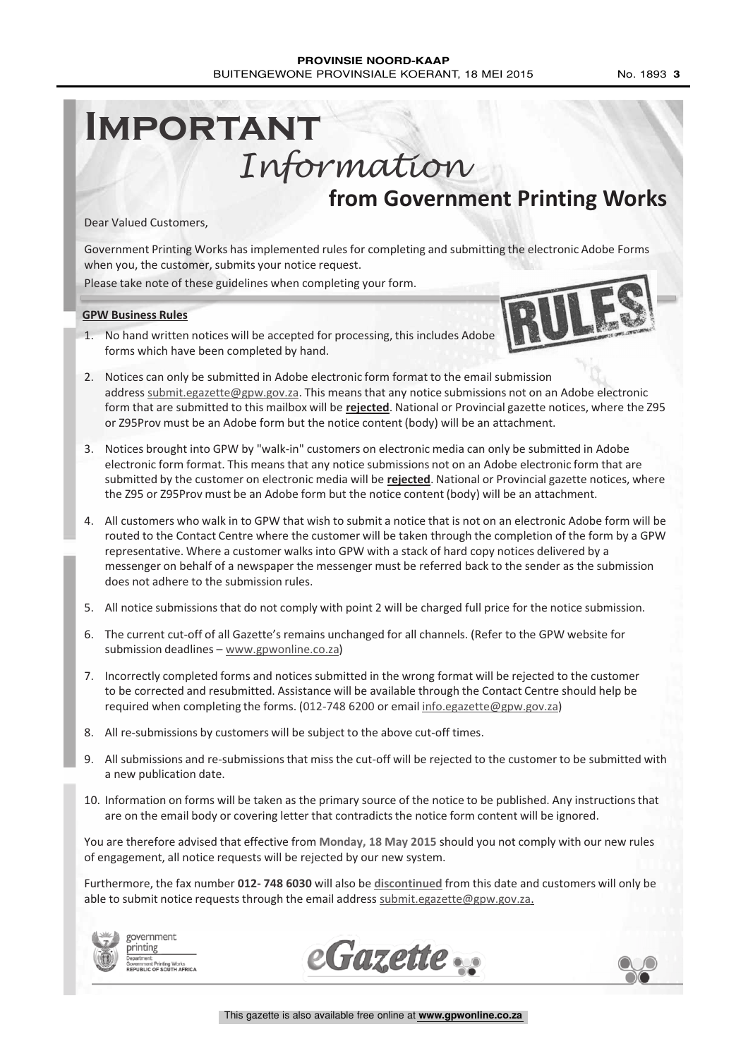# Important *Information* from Government Printing Works

Dear Valued Customers,

Government Printing Works has implemented rules for completing and submitting the electronic Adobe Forms when you, the customer, submits your notice request.

Please take note of these guidelines when completing your form.

**GPW Business Rules**

1. No hand written notices will be accepted for processing, this includes Adobe forms which have been completed by hand.
2. Notices can only be submitted in Adobe electronic form format to the email submission address submit.egazette@gpw.gov.za. This means that any notice submissions not on an Adobe electronic form that are submitted to this mailbox will be **rejected**. National or Provincial gazette notices, where the Z95 or Z95Prov must be an Adobe form but the notice content (body) will be an attachment.
3. Notices brought into GPW by "walk-in" customers on electronic media can only be submitted in Adobe electronic form format. This means that any notice submissions not on an Adobe electronic form that are submitted by the customer on electronic media will be **rejected**. National or Provincial gazette notices, where the Z95 or Z95Prov must be an Adobe form but the notice content (body) will be an attachment.
4. All customers who walk in to GPW that wish to submit a notice that is not on an electronic Adobe form will be routed to the Contact Centre where the customer will be taken through the completion of the form by a GPW representative. Where a customer walks into GPW with a stack of hard copy notices delivered by a messenger on behalf of a newspaper the messenger must be referred back to the sender as the submission does not adhere to the submission rules.
5. All notice submissions that do not comply with point 2 will be charged full price for the notice submission.
6. The current cut-off of all Gazette's remains unchanged for all channels. (Refer to the GPW website for submission deadlines – www.gpwonline.co.za)
7. Incorrectly completed forms and notices submitted in the wrong format will be rejected to the customer to be corrected and resubmitted. Assistance will be available through the Contact Centre should help be required when completing the forms. (012-748 6200 or email info.egazette@gpw.gov.za)
8. All re-submissions by customers will be subject to the above cut-off times.
9. All submissions and re-submissions that miss the cut-off will be rejected to the customer to be submitted with a new publication date.
10. Information on forms will be taken as the primary source of the notice to be published. Any instructions that are on the email body or covering letter that contradicts the notice form content will be ignored.

You are therefore advised that effective from **Monday, 18 May 2015** should you not comply with our new rules of engagement, all notice requests will be rejected by our new system.

Furthermore, the fax number **012- 748 6030** will also be **discontinued** from this date and customers will only be able to submit notice requests through the email address submit.egazette@gpw.gov.za.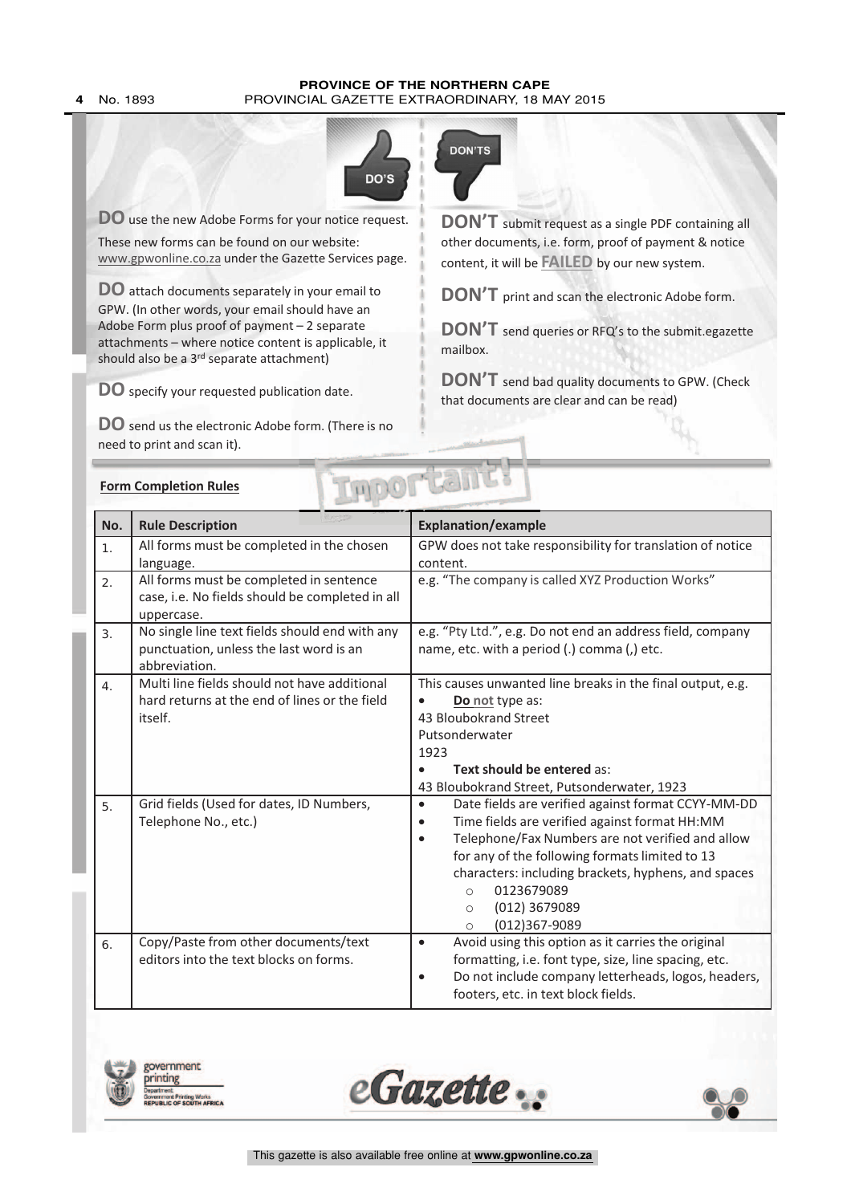DO'S

DON'TS

**DO** use the new Adobe Forms for your notice request.

These new forms can be found on our website: www.gpwonline.co.za under the Gazette Services page.

**DO** attach documents separately in your email to GPW. (In other words, your email should have an Adobe Form plus proof of payment – 2 separate attachments – where notice content is applicable, it should also be a 3rd separate attachment)

**DO** specify your requested publication date.

**DO** send us the electronic Adobe form. (There is no need to print and scan it).

**DON'T** submit request as a single PDF containing all other documents, i.e. form, proof of payment & notice content, it will be **FAILED** by our new system.

**DON'T** print and scan the electronic Adobe form.

**DON'T** send queries or RFQ's to the submit.egazette mailbox.

**DON'T** send bad quality documents to GPW. (Check that documents are clear and can be read)

Important!

**Form Completion Rules**

| No. | Rule Description | Explanation/example |
|---|---|---|
| 1. | All forms must be completed in the chosen language. | GPW does not take responsibility for translation of notice content. |
| 2. | All forms must be completed in sentence case, i.e. No fields should be completed in all uppercase. | e.g. "The company is called XYZ Production Works" |
| 3. | No single line text fields should end with any punctuation, unless the last word is an abbreviation. | e.g. "Pty Ltd.", e.g. Do not end an address field, company name, etc. with a period (.) comma (,) etc. |
| 4. | Multi line fields should not have additional hard returns at the end of lines or the field itself. | This causes unwanted line breaks in the final output, e.g. <br>• **Do not** type as: <br>43 Bloubokrand Street <br>Putsonderwater <br>1923 <br>• **Text should be entered** as: <br>43 Bloubokrand Street, Putsonderwater, 1923 |
| 5. | Grid fields (Used for dates, ID Numbers, Telephone No., etc.) | • Date fields are verified against format CCYY-MM-DD <br>• Time fields are verified against format HH:MM <br>• Telephone/Fax Numbers are not verified and allow for any of the following formats limited to 13 characters: including brackets, hyphens, and spaces <br>○ 0123679089 <br>○ (012) 3679089 <br>○ (012)367-9089 |
| 6. | Copy/Paste from other documents/text editors into the text blocks on forms. | • Avoid using this option as it carries the original formatting, i.e. font type, size, line spacing, etc. <br>• Do not include company letterheads, logos, headers, footers, etc. in text block fields. |

government printing
Department: Government Printing Works
REPUBLIC OF SOUTH AFRICA

eGazette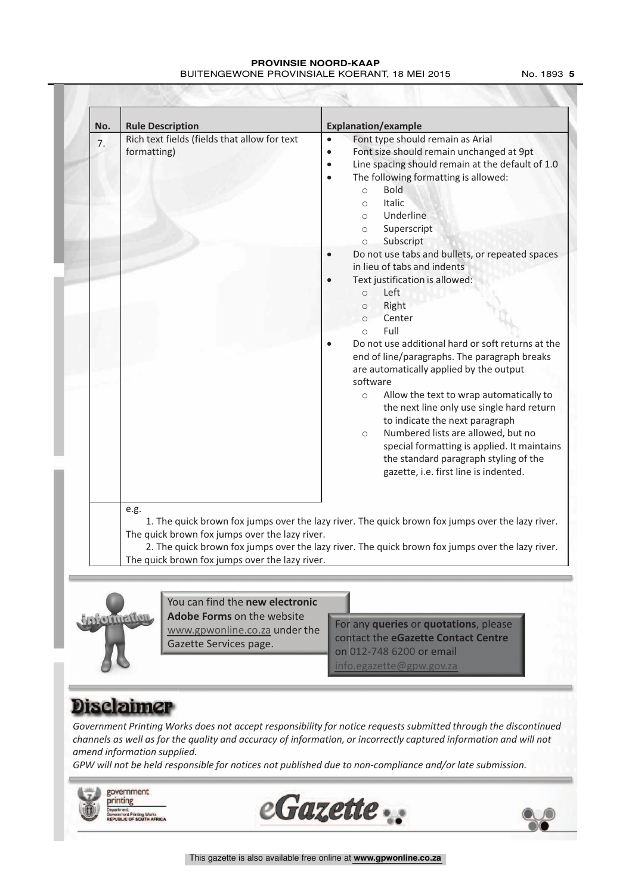| No. | Rule Description | Explanation/example |
|---|---|---|
| 7. | Rich text fields (fields that allow for text formatting) | • Font type should remain as Arial<br>• Font size should remain unchanged at 9pt<br>• Line spacing should remain at the default of 1.0<br>• The following formatting is allowed:<br>  ○ Bold<br>  ○ Italic<br>  ○ Underline<br>  ○ Superscript<br>  ○ Subscript<br>• Do not use tabs and bullets, or repeated spaces in lieu of tabs and indents<br>• Text justification is allowed:<br>  ○ Left<br>  ○ Right<br>  ○ Center<br>  ○ Full<br>• Do not use additional hard or soft returns at the end of line/paragraphs. The paragraph breaks are automatically applied by the output software<br>  ○ Allow the text to wrap automatically to the next line only use single hard return to indicate the next paragraph<br>  ○ Numbered lists are allowed, but no special formatting is applied. It maintains the standard paragraph styling of the gazette, i.e. first line is indented. |
| | e.g.<br>1. The quick brown fox jumps over the lazy river. The quick brown fox jumps over the lazy river. The quick brown fox jumps over the lazy river.<br>2. The quick brown fox jumps over the lazy river. The quick brown fox jumps over the lazy river. The quick brown fox jumps over the lazy river. | |

You can find the **new electronic Adobe Forms** on the website www.gpwonline.co.za under the Gazette Services page.

For any **queries** or **quotations**, please contact the **eGazette Contact Centre** on 012-748 6200 or email info.egazette@gpw.gov.za

## Disclaimer

*Government Printing Works does not accept responsibility for notice requests submitted through the discontinued channels as well as for the quality and accuracy of information, or incorrectly captured information and will not amend information supplied.*

*GPW will not be held responsible for notices not published due to non-compliance and/or late submission.*

government printing
Department: Government Printing Works
REPUBLIC OF SOUTH AFRICA

eGazette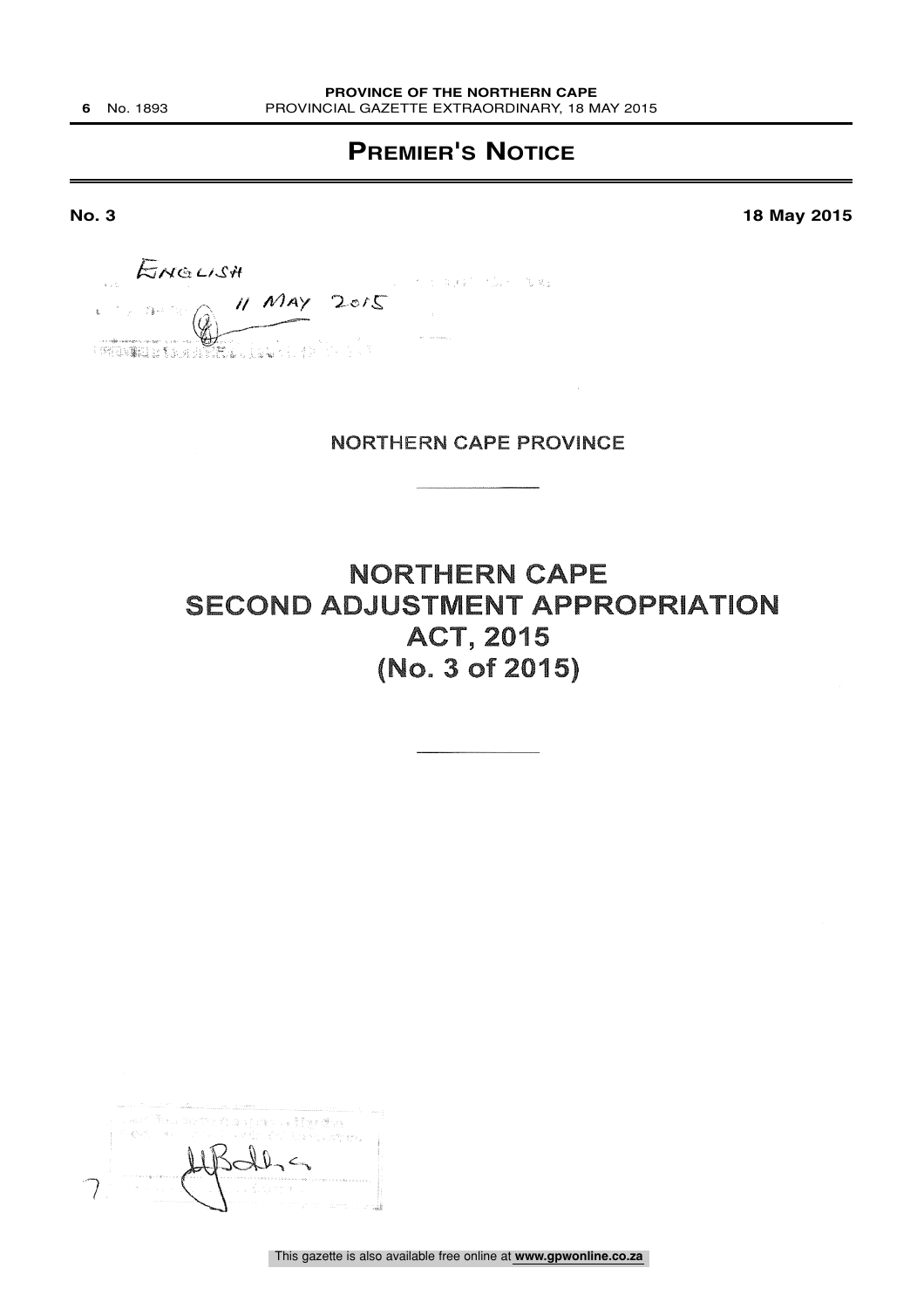## PREMIER'S NOTICE

**No. 3** **18 May 2015**

ENGLISH
11 MAY 2015

NORTHERN CAPE PROVINCE

# NORTHERN CAPE SECOND ADJUSTMENT APPROPRIATION ACT, 2015 (No. 3 of 2015)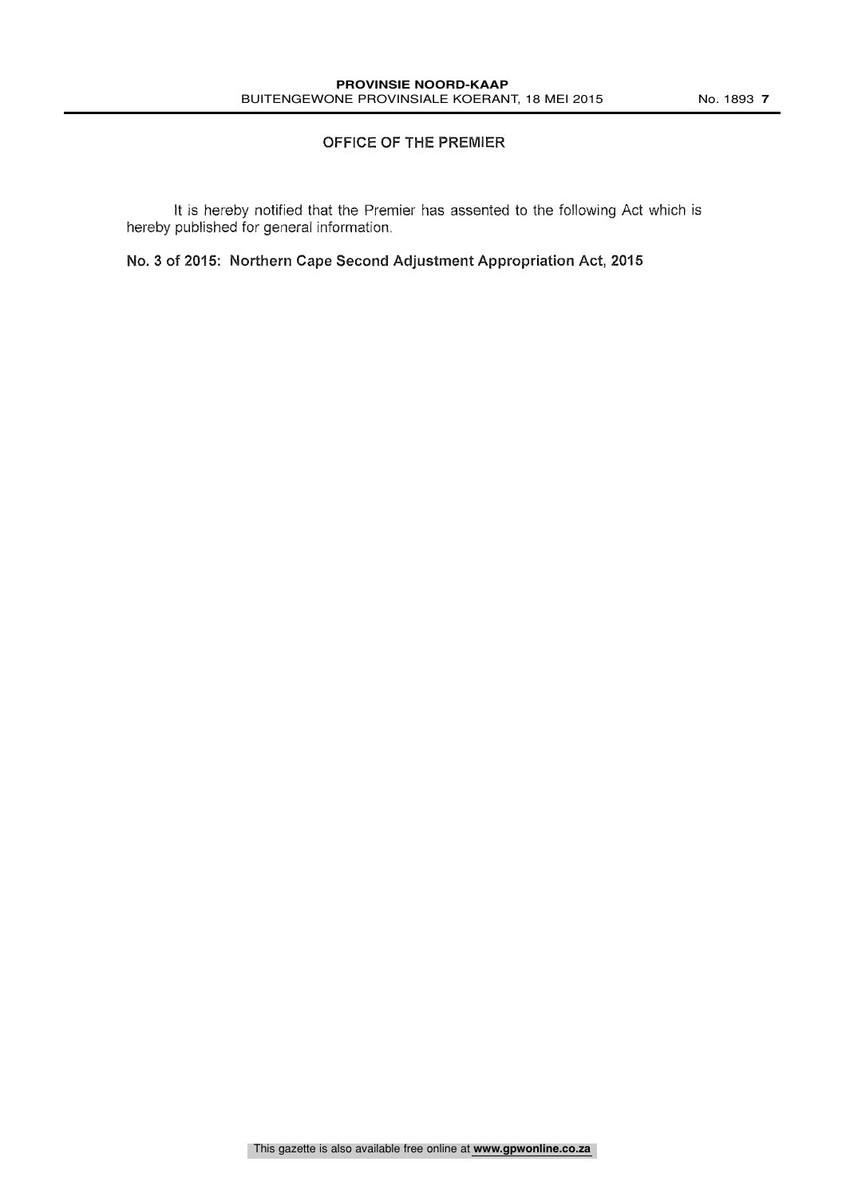## OFFICE OF THE PREMIER

It is hereby notified that the Premier has assented to the following Act which is hereby published for general information.

**No. 3 of 2015: Northern Cape Second Adjustment Appropriation Act, 2015**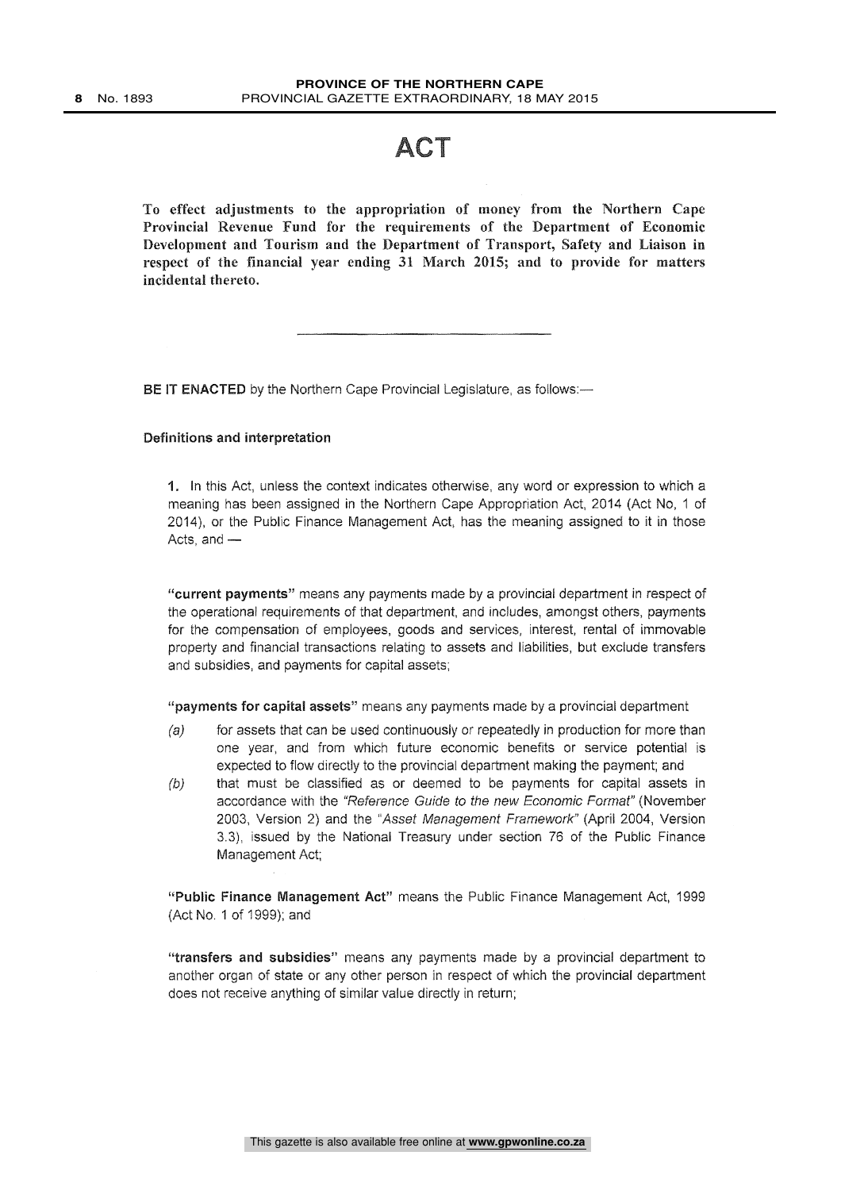# ACT

**To effect adjustments to the appropriation of money from the Northern Cape Provincial Revenue Fund for the requirements of the Department of Economic Development and Tourism and the Department of Transport, Safety and Liaison in respect of the financial year ending 31 March 2015; and to provide for matters incidental thereto.**

---

**BE IT ENACTED** by the Northern Cape Provincial Legislature, as follows:—

### Definitions and interpretation

**1.** In this Act, unless the context indicates otherwise, any word or expression to which a meaning has been assigned in the Northern Cape Appropriation Act, 2014 (Act No, 1 of 2014), or the Public Finance Management Act, has the meaning assigned to it in those Acts, and —

**"current payments"** means any payments made by a provincial department in respect of the operational requirements of that department, and includes, amongst others, payments for the compensation of employees, goods and services, interest, rental of immovable property and financial transactions relating to assets and liabilities, but exclude transfers and subsidies, and payments for capital assets;

**"payments for capital assets"** means any payments made by a provincial department

*(a)* for assets that can be used continuously or repeatedly in production for more than one year, and from which future economic benefits or service potential is expected to flow directly to the provincial department making the payment; and

*(b)* that must be classified as or deemed to be payments for capital assets in accordance with the *"Reference Guide to the new Economic Format"* (November 2003, Version 2) and the *"Asset Management Framework"* (April 2004, Version 3.3), issued by the National Treasury under section 76 of the Public Finance Management Act;

**"Public Finance Management Act"** means the Public Finance Management Act, 1999 (Act No. 1 of 1999); and

**"transfers and subsidies"** means any payments made by a provincial department to another organ of state or any other person in respect of which the provincial department does not receive anything of similar value directly in return;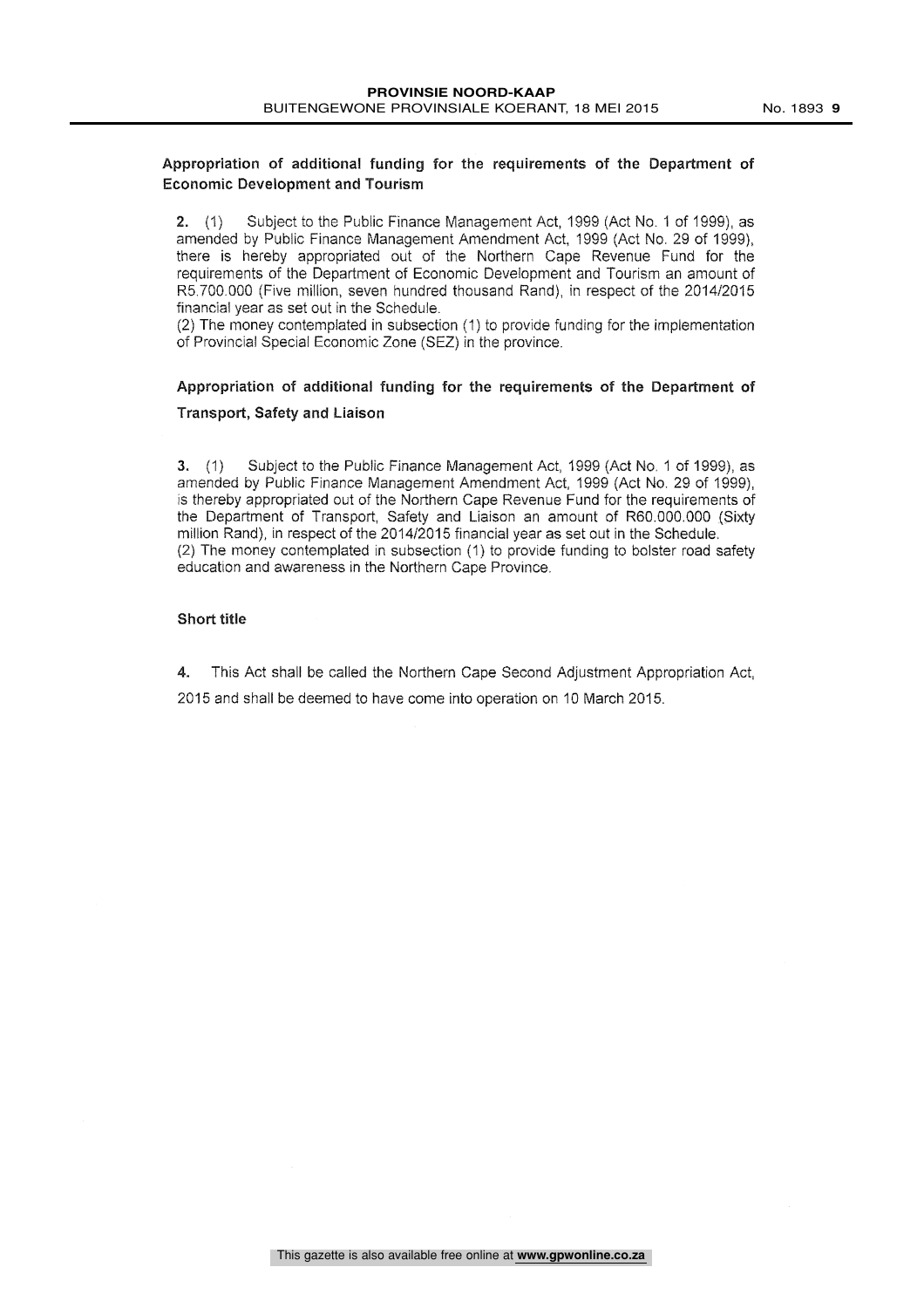## Appropriation of additional funding for the requirements of the Department of Economic Development and Tourism

**2.** (1) Subject to the Public Finance Management Act, 1999 (Act No. 1 of 1999), as amended by Public Finance Management Amendment Act, 1999 (Act No. 29 of 1999), there is hereby appropriated out of the Northern Cape Revenue Fund for the requirements of the Department of Economic Development and Tourism an amount of R5.700.000 (Five million, seven hundred thousand Rand), in respect of the 2014/2015 financial year as set out in the Schedule.

(2) The money contemplated in subsection (1) to provide funding for the implementation of Provincial Special Economic Zone (SEZ) in the province.

## Appropriation of additional funding for the requirements of the Department of Transport, Safety and Liaison

**3.** (1) Subject to the Public Finance Management Act, 1999 (Act No. 1 of 1999), as amended by Public Finance Management Amendment Act, 1999 (Act No. 29 of 1999), is thereby appropriated out of the Northern Cape Revenue Fund for the requirements of the Department of Transport, Safety and Liaison an amount of R60.000.000 (Sixty million Rand), in respect of the 2014/2015 financial year as set out in the Schedule.

(2) The money contemplated in subsection (1) to provide funding to bolster road safety education and awareness in the Northern Cape Province.

## Short title

**4.** This Act shall be called the Northern Cape Second Adjustment Appropriation Act, 2015 and shall be deemed to have come into operation on 10 March 2015.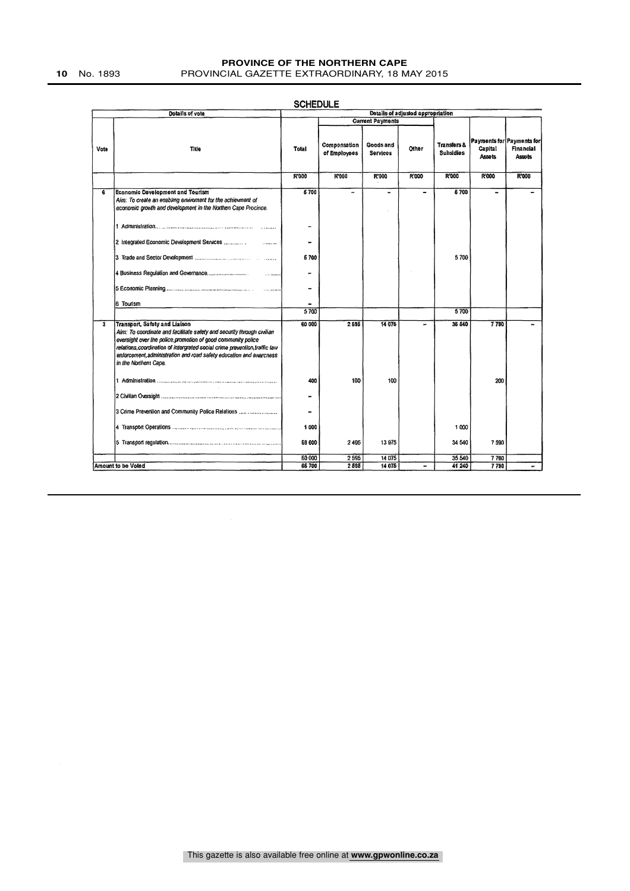## SCHEDULE

| Details of vote | | Details of adjusted appropriation | | | | | | |
|---|---|---|---|---|---|---|---|---|
| | | | Current Payments | | | | | |
| Vote | Title | Total | Compensation of Employees | Goods and Services | Other | Transfers & Subsidies | Payments for Capital Assets | Payments for Financial Assets |
| | | R'000 | R'000 | R'000 | R'000 | R'000 | R'000 | R'000 |
| 6 | **Economic Development and Tourism**<br>*Aim: To create an enabling enviroment for the achievment of economic growth and development in the Northen Cape Province.* | 5 700 | – | – | – | 5 700 | – | – |
| | 1 Administration | – | | | | | | |
| | 2 Integrated Economic Development Services | – | | | | | | |
| | 3 Trade and Sector Development | 5 700 | | | | 5 700 | | |
| | 4 Business Regulation and Governance | – | | | | | | |
| | 5 Economic Planning | – | | | | | | |
| | 6 Tourism | – | | | | | | |
| | | 5 700 | | | | 5 700 | | |
| 3 | **Transport, Safety and Liaison**<br>*Aim: To coordinate and facilitate safety and security through civilian oversight over the police,promotion of good community police relations,coordination of intergrated social crime prevention,traffic law enforcement,administration and road safety education and awarcness in the Northern Cape.* | 60 000 | 2 595 | 14 075 | – | 35 540 | 7 790 | – |
| | 1 Administration | 400 | 100 | 100 | | | 200 | |
| | 2 Civilian Oversight | – | | | | | | |
| | 3 Crime Prevention and Community Police Relations | – | | | | | | |
| | 4 Transport Operations | 1 000 | | | | 1 000 | | |
| | 5 Transport regulation | 58 600 | 2 495 | 13 975 | | 34 540 | 7 590 | |
| | | 60 000 | 2 595 | 14 075 | | 35 540 | 7 790 | |
| Amount to be Voted | | 65 700 | 2 595 | 14 075 | – | 41 240 | 7 790 | – |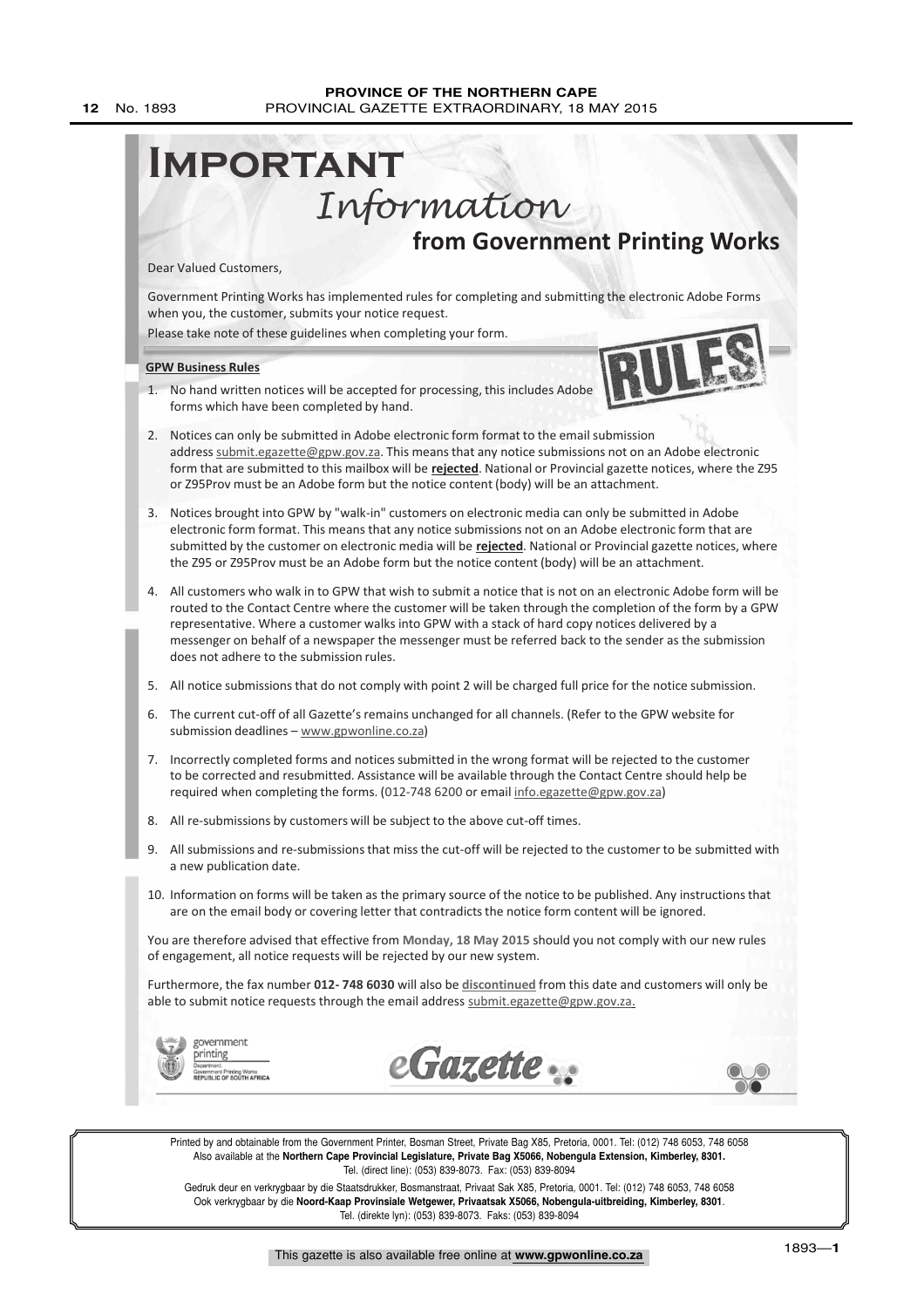# IMPORTANT

*Information*

## from Government Printing Works

Dear Valued Customers,

Government Printing Works has implemented rules for completing and submitting the electronic Adobe Forms when you, the customer, submits your notice request.

Please take note of these guidelines when completing your form.

**GPW Business Rules**

1. No hand written notices will be accepted for processing, this includes Adobe forms which have been completed by hand.
2. Notices can only be submitted in Adobe electronic form format to the email submission address submit.egazette@gpw.gov.za. This means that any notice submissions not on an Adobe electronic form that are submitted to this mailbox will be **rejected**. National or Provincial gazette notices, where the Z95 or Z95Prov must be an Adobe form but the notice content (body) will be an attachment.
3. Notices brought into GPW by "walk-in" customers on electronic media can only be submitted in Adobe electronic form format. This means that any notice submissions not on an Adobe electronic form that are submitted by the customer on electronic media will be **rejected**. National or Provincial gazette notices, where the Z95 or Z95Prov must be an Adobe form but the notice content (body) will be an attachment.
4. All customers who walk in to GPW that wish to submit a notice that is not on an electronic Adobe form will be routed to the Contact Centre where the customer will be taken through the completion of the form by a GPW representative. Where a customer walks into GPW with a stack of hard copy notices delivered by a messenger on behalf of a newspaper the messenger must be referred back to the sender as the submission does not adhere to the submission rules.
5. All notice submissions that do not comply with point 2 will be charged full price for the notice submission.
6. The current cut-off of all Gazette's remains unchanged for all channels. (Refer to the GPW website for submission deadlines – www.gpwonline.co.za)
7. Incorrectly completed forms and notices submitted in the wrong format will be rejected to the customer to be corrected and resubmitted. Assistance will be available through the Contact Centre should help be required when completing the forms. (012-748 6200 or email info.egazette@gpw.gov.za)
8. All re-submissions by customers will be subject to the above cut-off times.
9. All submissions and re-submissions that miss the cut-off will be rejected to the customer to be submitted with a new publication date.
10. Information on forms will be taken as the primary source of the notice to be published. Any instructions that are on the email body or covering letter that contradicts the notice form content will be ignored.

You are therefore advised that effective from **Monday, 18 May 2015** should you not comply with our new rules of engagement, all notice requests will be rejected by our new system.

Furthermore, the fax number **012- 748 6030** will also be **discontinued** from this date and customers will only be able to submit notice requests through the email address submit.egazette@gpw.gov.za.

government printing
Department: Government Printing Works
REPUBLIC OF SOUTH AFRICA

*eGazette*

Printed by and obtainable from the Government Printer, Bosman Street, Private Bag X85, Pretoria, 0001. Tel: (012) 748 6053, 748 6058
Also available at the **Northern Cape Provincial Legislature, Private Bag X5066, Nobengula Extension, Kimberley, 8301.**
Tel. (direct line): (053) 839-8073. Fax: (053) 839-8094

Gedruk deur en verkrygbaar by die Staatsdrukker, Bosmanstraat, Privaat Sak X85, Pretoria, 0001. Tel: (012) 748 6053, 748 6058
Ook verkrygbaar by die **Noord-Kaap Provinsiale Wetgewer, Privaatsak X5066, Nobengula-uitbreiding, Kimberley, 8301**.
Tel. (direkte lyn): (053) 839-8073. Faks: (053) 839-8094